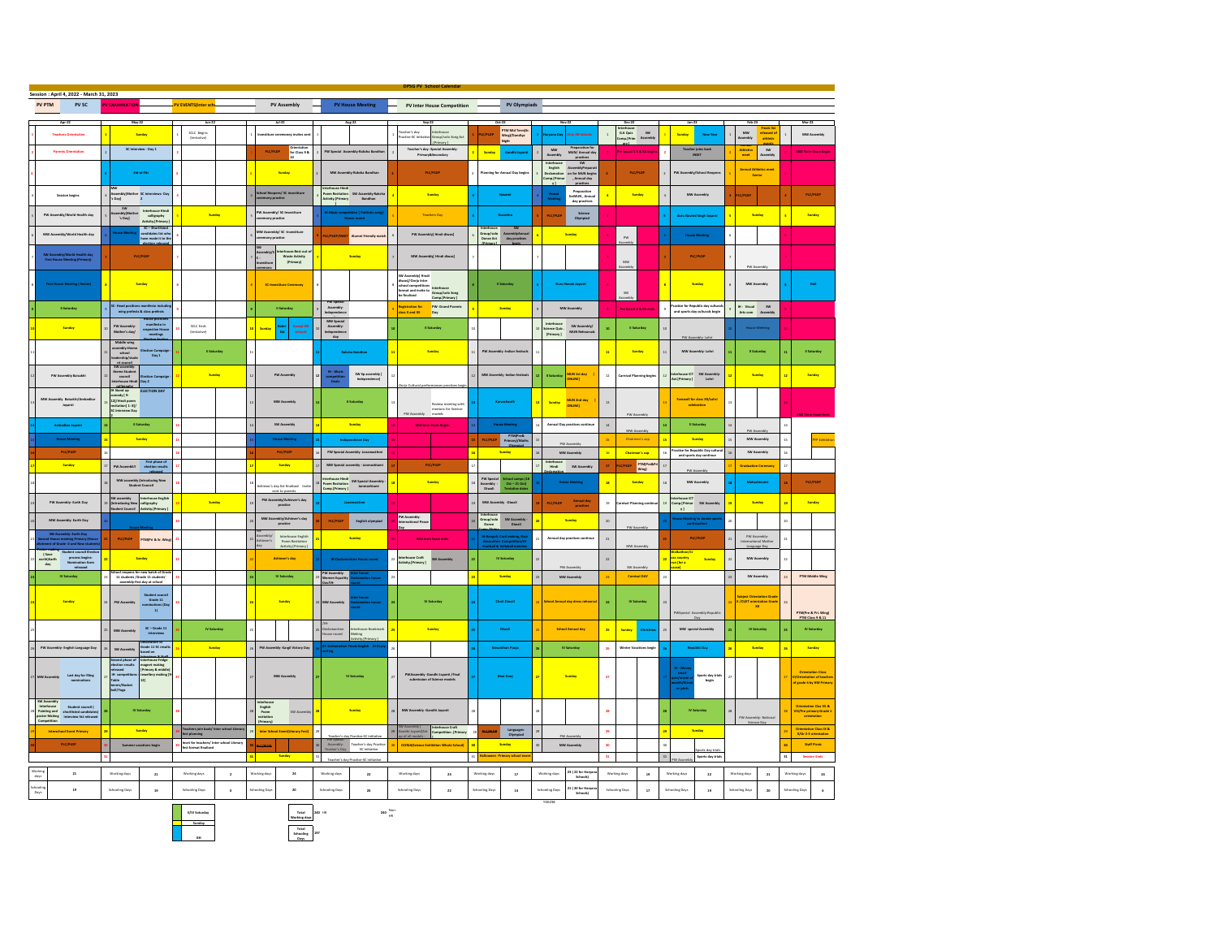# DPSG PV School Calendar

**Session : April 4, 2022 - March 31, 2023**

PV PTM | PV SC | PV EXAMINATION | PV EVENTS(Inter sch...) | PV Assembly | PV House Meeting | PV Inter House Competition | PV Olympiads

| Day | Apr-22 | May-22 | Jun-22 | Jul-22 | Aug-22 | Sep-22 | Oct-22 | Nov-22 | Dec-22 | Jan-23 | Feb-23 | Mar-23 |
|---|---|---|---|---|---|---|---|---|---|---|---|---|
| 1 | Teachers Orientation | Sunday | SCLC Begins (tentative) | Investiture ceremony invites sent | | Teacher's day Practice-SC initiative / Interhouse Group/solo Song Act (Primary) | PLC/PLDP / PTM Mid Term(Sr. Wing)/Dandiya Night | Haryana Day | Interhouse G.K Quiz Comp.[Primary] / SW Assembly | Sunday / New Year | MW Assembly / Finals list released of athlete events | MW Assembly |
| 2 | Parents Orientation | SC interview - Day 1 | | PLC/PLDP / Orientation for Class 9 & 10 | PW Special Assembly-Raksha Bandhan | Teacher's day -Special Assembly- Primary&Secondary | Sunday / Gandhi Jayanti | MW Assembly / Preparation for MUN/ Annual day practices | Pre board 1 X & XII begins | Teacher joins back INSET | Athletics meet / SW Assembly | END Term Exam begins |
| 3 | | Eid ul Fitr | | Sunday | MW Assembly-Raksha Bandhan | PLC/PLDP | Planning for Annual Day begins | Interhouse English Declamation Comp.[Primary] / SW Assembly(Preparation for MUN, Annual day practices) | PLC/PLDP | PLC/PLDP | Annual Athletics meet Senior | |
| 4 | Session begins | MW Assembly(Mother's Day) / SC interviews- Day 2 | | School Prefects/ SC Investiture ceremony practice | Interhouse Hindi Poem Recitation Activity[Primary] / SW Assembly-Raksha Bandhan | Sunday | Navami | House Meeting / Preparation for MUN, Annual day practices | Sunday | PW Assembly/School Reopens | PLC/PLDP | PLC/PLDP |
| 5 | PW Assembly/World Health day | SW Assembly(Mother's Day) / Interhouse Hindi calligraphy Activity[Primary] | Sunday | PW Assembly/ SC Investiture ceremony practice | IR Music competition (Patriotic song) House round | Teachers Day | Dussehra | PLC/PLDP / Science Olympiad | | MW Assembly | Sunday | Sunday |
| 6 | MW Assembly/World Health day | House Meeting / SC – Shortlisted candidates list who have made it to the election released | | MW Assembly/ SC -Investiture ceremony practice | PLC/PLDP/MSMT Alumni Friendly match | PW Assembly( Hindi diwas) | Interhouse Group/solo Dance Act [Primary] / SW Assembly(annual day practices begin) | Sunday | PW Assembly | Guru Gobind Singh Jayanti | | |
| 7 | SW Assembly/World Health day / First House Meeting (Primary) | PLC/PLDP | | SW Assembly/SC Investiture ceremony / Interhouse Best out of Waste Activity (Primary) | Sunday | MW Assembly( Hindi diwas) | | | MW Assembly | House Meeting | PW Assembly | |
| 8 | First House Meeting ( Senior) | Sunday | | SC Investiture Ceremony | | SW Assembly( Hindi diwas)/Dorje Inter school competitions format and invite to be finalised / Interhouse Group/solo Song Comp[Primary] | II Saturday | Guru Nanak Jayanti | SW Assembly | PLC/PLDP | MW Assembly | Holi |
| 9 | II Saturday | SC- Head positions manifesto including wing prefects & class prefects | | II Saturday | PW Special Assembly Independence | Registration for class 9 and 10 / PW- Grand Parents Day | Sunday | MW Assembly | Pre board 1 X & XII ends | Practice for Republic day cultural and sports day | IR - Visual Arts comp / SW Assembly | |
| 10 | Sunday | PW Assembly- Mother's day / Release of the manifesto in respective House meetings | SCLC Ends (tentative) | Sunday / Bakri Eid | MW Special Assembly- Independence day | II Saturday | Interhouse Science Quiz-[Primary] / SW Assembly/ MUN Rehearsals | | II Saturday | PW Assembly- Lohri | House Meeting | |
| 11 | | Middle wing assembly theme school leadership/student council / Election Campaign Day 1 | II Saturday | | Raksha Bandhan | Sunday | PW Assembly- Indian festivals | | Sunday | MW Assembly- Lohri | II Saturday | II Saturday |
| 12 | PW Assembly Baisakhi | SW assembly- theme Student council / Interhouse Hindi calligraphy / Election Campaign Day 2 | Sunday | PW Assembly | IR - Music competition finals / SW Sp assembly ( Independence) | Dorje Cultural performances practices begin | MW Assembly- Indian festivals | II Saturday / MUN 1st day (ONLINE) | Carnival Planning begins | Interhouse ICT Act.[Primary] / SW Assembly- Lohri | Sunday | Sunday |
| 13 | MW Assembly Baisakhi/Ambedkar Jayanti | IR Stand up comedy (9-12) Hindi poem recitation (1-8) SC interview Day / ELECTION DAY | | MW Assembly | II Saturday | PW Assembly / Review meeting with mentors for Science models | Karvachauth | Sunday / MUN 2nd day (ONLINE) | | Farewell for class XII/Lohri celebration | | |
| 14 | Ambedkar Jayanti | II Saturday | | SW Assembly | Sunday | Mid Term Exam Begins | House Meeting | Annual Day practices continue | MW Assembly | II Saturday | PW Assembly | END Term Exam ends |
| 15 | House Meeting | Sunday | | House Meeting | Independence Day | | PLC/PLDP / PTM(Pre& Primary)/Maths Olympiad | PW Assembly | Chairman's cup | Sunday | MW Assembly | |
| 16 | PLC/PLDP | | | PLC/PLDP | PW Special Assembly- Janmashtami | | Sunday | MW Assembly | Chairman's cup | Practice for Republic Day cultural and sports day continue | SW Assembly | PTP Exhibition |
| 17 | Sunday | PW Assembly / First phase of election results released | | Sunday | MW Special assembly - Janmashtami | PLC/PLDP | Interhouse Hindi Declamation / SW Assembly | Interhouse Hindi Declamation / SW Assembly | PLC/PLDP / PTM(Pre&Pri Wing) | PW Assembly | Graduation Ceremony | |
| 18 | | MW assembly (introducing New Student Council) | | Achiever's day finalised - Invite sent to parents | Interhouse Hindi Poem Recitation Comp.(Primary) / SW Special Assembly - Janmashtami | Sunday | PW Special Assembly - Diwali / School camps (18 Oct – 21 Oct) Tentative dates | House Meeting | Sunday | MW Assembly | Mahashivratri | PLC/PLDP |
| 19 | PW Assembly- Earth Day | SW assembly (Introducing New Student Council) / Interhouse English calligraphy Activity[Primary] | Sunday | PW Assembly/Achiever's day practice | Janmashtami | | MW Assembly - Diwali | PLC/PLDP / Annual day practices | Carnival Planning continue | Interhouse ICT Comp.[Primary] / SW Assembly | Sunday | Sunday |
| 20 | MW Assembly- Earth Day | House Meeting | | MW Assembly/Achiever's day practice | PLC/PLDP / English olympiad | PW Assembly- International Peace Day | Interhouse Group/solo Dance Comp [Primary] / SW Assembly Diwali | Sunday | PW Assembly | House Meeting to decide sports participation | | |
| 21 | SW Assembly- Earth Day / Second House meeting Primary/House allotment of Grade -1 and New students) | PLC/PLDP / PTM(Pri & Sr. Wing) | | SW Assembly/ Achiever's day / Interhouse English Poem Recitation Activity[Primary] | Sunday | Mid Term Exam ends | IR-Rangoli, Card making, Diya decoration Competition/IR Football & Volleyball matches | Annual day practices continue | MW Assembly | PLC/PLDP | PW Assembly- International Mother Language Day | |
| 22 | (Save earth/Earth day) Student council Election process begins- Nomination form released | Sunday | | Achiever's day | IR Declamation House round | Interhouse Craft Activity[Primary] / SW Assembly | IV Saturday | PW Assembly | SW Assembly | Sunday | MW Assembly | |
| 23 | IV Saturday | School reopens for new batch of Grade 11 students / Grade 11 students' assembly first day at school | | IV Saturday | PW Assembly- Women Equality Day / Debate house round | | Sunday | MW Assembly | Carnival DAY | | SW Assembly | PTM Middle Wing |
| 24 | Sunday | PW Assembly / Student council Grade 11 nominations (Day 1) | | Sunday | MW Assembly / Debate house round | IV Saturday | Choti Diwali | School Annual day dress rehearsal | IV Saturday | PW Special Assembly-Republic Day | Subject Orientation Grade X / CUET orientation Grade XII | PTM(Pre & Pri. Wing) PTM Class 9 & 11 |
| 25 | | MW Assembly / SC – Grade 11 interviews | IV Saturday | | Interhouse Bookmark Making Activity[Primary] / IR- Declamation | Sunday | Diwali | School Annual day | Sunday / Christmas | MW special Assembly | IV Saturday | IV Saturday |
| 26 | PW Assembly- English Language Day | SW Assembly / Declaration of Grade 11 SC results based on... | Sunday | PW Assembly- Kargil Victory Day | IR- Declamation Finals English - Writing | | Govardhan Pooja | IV Saturday | Winter Vacations begin | Republic Day | Sunday | Sunday |
| 27 | MW Assembly / Last day for filling nominations | Second phase of election results released / IR competitions (Grade 9-12) Table tennis/Basket ball/Yoga / Interhouse Fridge magnet making (Primary & middle) (Jewellery making [9-12]) | | MW Assembly | IV Saturday | PW Assembly- Gandhi Jayanti / Final submission of Science models | Bhai Dooj | Sunday | | IR - Money smart quiz / Sports day trials begin | | Orientation Class 6/Orientation of teachers of grade 6 by HM Primary |
| 28 | SW Assembly Interhouse Painting and poster Making Competition / Student council (shortlisted candidates) interview list released | IV Saturday | | Interhouse English Poem recitation (Primary) / SW Assembly | Sunday | MW Assembly- Gandhi Jayanti | | | | IV Saturday | PW Assembly- National Science Day | Orientation Class VII & VIII/Pre primary Grade 1 orientation |
| 29 | Interschool Event Primary | Sunday | Teachers join back/ Inter school Literary fest planning | Inter School Event(Literary Fest) | PW Assembly / Teacher's Day | SW Assembly / Gandhi Jayanti / Interhouse Craft Competition (Primary) | PLC/PLDP / Languages Olympiad | PW Assembly | | Sunday | | Orientation Class IX & X/Gr 2-5 orientation |
| 30 | PLC/PLDP | Summer vacations begin | Inset for teachers/ Inter school Literary fest format finalised | PLC/PLDP | SW Assembly Teacher's Day / Teacher's day Practice-SC initiative | DORJE(Science Exhibition Whole School) | Sunday | MW Assembly | | Sports day trials | | Staff Picnic |
| 31 | | | | Sunday | Teacher's day Practice-SC initiative | | Halloween- Primary school event | | | PW Assembly / Sports day trials | | Session Ends |
| Working days | 21 | 21 | 2 | 24 | 22 | 24 | 17 | 23 (22 for Haryana Schools) | 19 | 22 | 21 | 24 |
| Schooling Days | 19 | 19 | 0 | 20 | 20 | 22 | 14 | 21 (20 for Haryana Schools) | 17 | 19 | 20 | 6 |

II/IV Saturday | Sunday | GH

| Total Working days | 240 HR | 240 Non HR |
|---|---|---|
| Total Schooling Days | 197 | |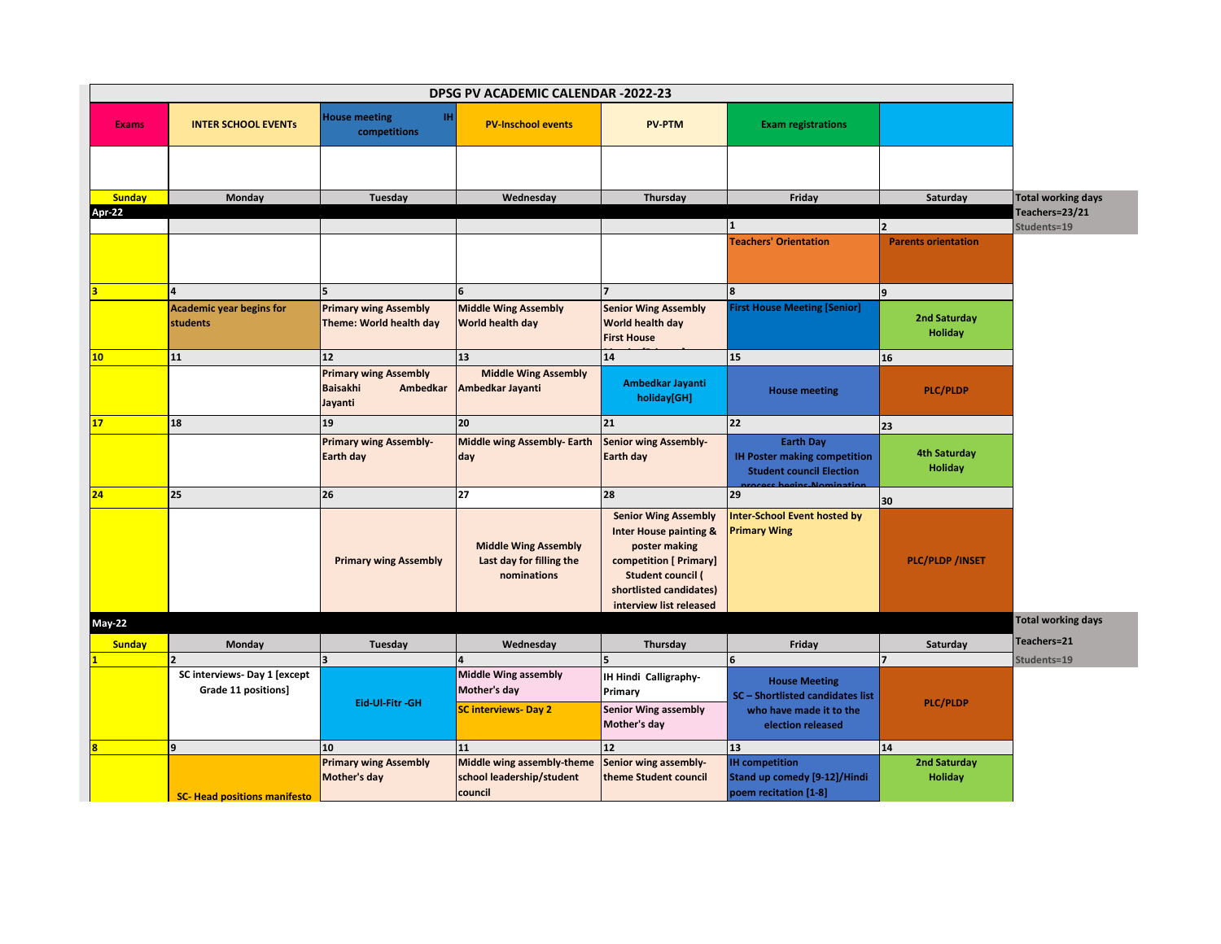# DPSG PV ACADEMIC CALENDAR -2022-23

| Exams | INTER SCHOOL EVENTs | House meeting IH competitions | PV-Inschool events | PV-PTM | Exam registrations | |
|---|---|---|---|---|---|---|

## Apr-22

Total working days
Teachers=23/21
Students=19

| Sunday | Monday | Tuesday | Wednesday | Thursday | Friday | Saturday |
|---|---|---|---|---|---|---|
| | | | | | 1 | 2 |
| | | | | | Teachers' Orientation | Parents orientation |
| 3 | 4 | 5 | 6 | 7 | 8 | 9 |
| | Academic year begins for students | Primary wing Assembly Theme: World health day | Middle Wing Assembly World health day | Senior Wing Assembly World health day First House Meeting [Primary] | First House Meeting [Senior] | 2nd Saturday Holiday |
| 10 | 11 | 12 | 13 | 14 | 15 | 16 |
| | | Primary wing Assembly Baisakhi Ambedkar Jayanti | Middle Wing Assembly Ambedkar Jayanti | Ambedkar Jayanti holiday[GH] | House meeting | PLC/PLDP |
| 17 | 18 | 19 | 20 | 21 | 22 | 23 |
| | | Primary wing Assembly- Earth day | Middle wing Assembly- Earth day | Senior wing Assembly- Earth day | Earth Day IH Poster making competition Student council Election process begins-Nomination | 4th Saturday Holiday |
| 24 | 25 | 26 | 27 | 28 | 29 | 30 |
| | | Primary wing Assembly | Middle Wing Assembly Last day for filling the nominations | Senior Wing Assembly Inter House painting & poster making competition [ Primary] Student council ( shortlisted candidates) interview list released | Inter-School Event hosted by Primary Wing | PLC/PLDP /INSET |

## May-22

Total working days
Teachers=21
Students=19

| Sunday | Monday | Tuesday | Wednesday | Thursday | Friday | Saturday |
|---|---|---|---|---|---|---|
| 1 | 2 | 3 | 4 | 5 | 6 | 7 |
| | SC interviews- Day 1 [except Grade 11 positions] | Eid-Ul-Fitr -GH | Middle Wing assembly Mother's day SC interviews- Day 2 | IH Hindi Calligraphy- Primary Senior Wing assembly Mother's day | House Meeting SC – Shortlisted candidates list who have made it to the election released | PLC/PLDP |
| 8 | 9 | 10 | 11 | 12 | 13 | 14 |
| | SC- Head positions manifesto | Primary wing Assembly Mother's day | Middle wing assembly-theme school leadership/student council | Senior wing assembly- theme Student council | IH competition Stand up comedy [9-12]/Hindi poem recitation [1-8] | 2nd Saturday Holiday |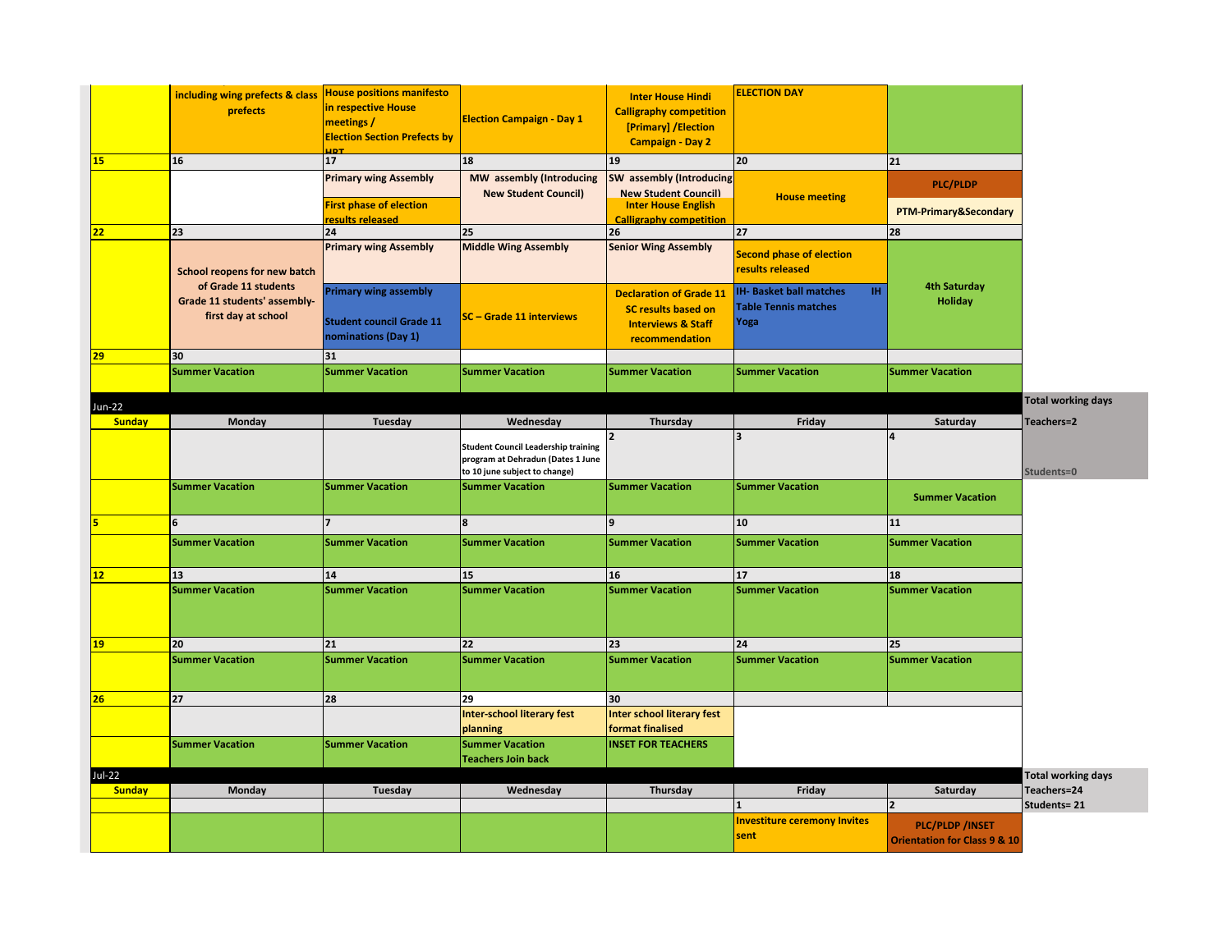| Sunday | Monday | Tuesday | Wednesday | Thursday | Friday | Saturday | |
|---|---|---|---|---|---|---|---|
| | including wing prefects & class prefects | House positions manifesto in respective House meetings / Election Section Prefects by HRT | Election Campaign - Day 1 | Inter House Hindi Calligraphy competition [Primary] /Election Campaign - Day 2 | ELECTION DAY | | |
| 15 | 16 | 17 | 18 | 19 | 20 | 21 | |
| | | Primary wing Assembly / First phase of election results released | MW assembly (Introducing New Student Council) | SW assembly (Introducing New Student Council) / Inter House English Calligraphy competition | House meeting | PLC/PLDP / PTM-Primary&Secondary | |
| 22 | 23 | 24 | 25 | 26 | 27 | 28 | |
| | School reopens for new batch of Grade 11 students Grade 11 students' assembly-first day at school | Primary wing Assembly / Primary wing assembly / Student council Grade 11 nominations (Day 1) | Middle Wing Assembly / SC – Grade 11 interviews | Senior Wing Assembly / Declaration of Grade 11 SC results based on Interviews & Staff recommendation | Second phase of election results released / IH- Basket ball matches IH Table Tennis matches Yoga | 4th Saturday Holiday | |
| 29 | 30 | 31 | | | | | |
| | Summer Vacation | Summer Vacation | Summer Vacation | Summer Vacation | Summer Vacation | Summer Vacation | |
| **Jun-22** | | | | | | | Total working days Teachers=2 Students=0 |
| **Sunday** | **Monday** | **Tuesday** | **Wednesday** | **Thursday** | **Friday** | **Saturday** | |
| | | | Student Council Leadership training program at Dehradun (Dates 1 June to 10 june subject to change) | 2 | 3 | 4 | |
| | Summer Vacation | Summer Vacation | Summer Vacation | Summer Vacation | Summer Vacation | Summer Vacation | |
| 5 | 6 | 7 | 8 | 9 | 10 | 11 | |
| | Summer Vacation | Summer Vacation | Summer Vacation | Summer Vacation | Summer Vacation | Summer Vacation | |
| 12 | 13 | 14 | 15 | 16 | 17 | 18 | |
| | Summer Vacation | Summer Vacation | Summer Vacation | Summer Vacation | Summer Vacation | Summer Vacation | |
| 19 | 20 | 21 | 22 | 23 | 24 | 25 | |
| | Summer Vacation | Summer Vacation | Summer Vacation | Summer Vacation | Summer Vacation | Summer Vacation | |
| 26 | 27 | 28 | 29 | 30 | | | |
| | | | Inter-school literary fest planning | Inter school literary fest format finalised | | | |
| | Summer Vacation | Summer Vacation | Summer Vacation Teachers Join back | INSET FOR TEACHERS | | | |
| **Jul-22** | | | | | | | Total working days Teachers=24 Students= 21 |
| **Sunday** | **Monday** | **Tuesday** | **Wednesday** | **Thursday** | **Friday** | **Saturday** | |
| | | | | | 1 | 2 | |
| | | | | | Investiture ceremony Invites sent | PLC/PLDP /INSET Orientation for Class 9 & 10 | |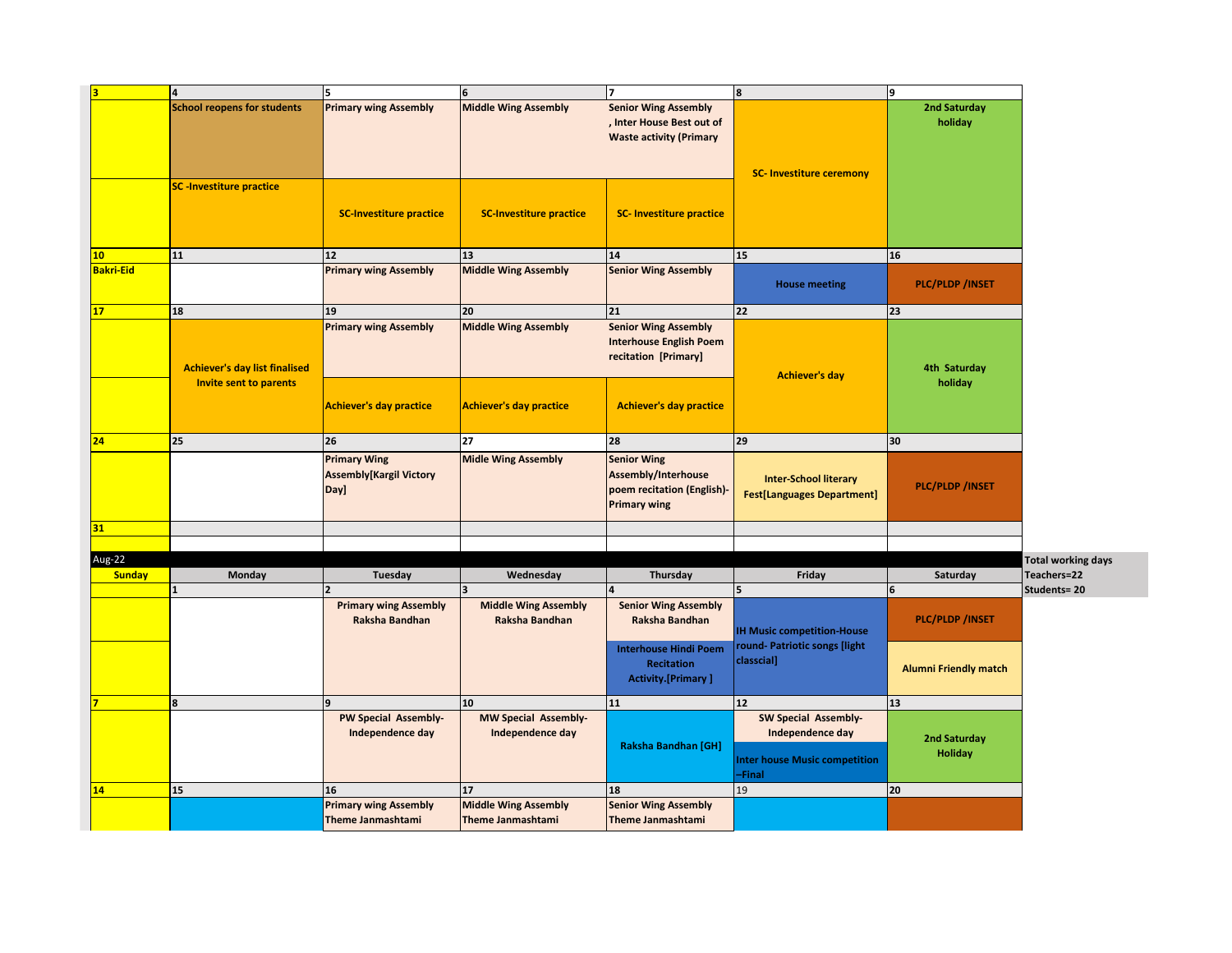| Sunday | Monday | Tuesday | Wednesday | Thursday | Friday | Saturday |
|---|---|---|---|---|---|---|
| 3 | 4 | 5 | 6 | 7 | 8 | 9 |
| | School reopens for students | Primary wing Assembly | Middle Wing Assembly | Senior Wing Assembly , Inter House Best out of Waste activity (Primary | SC- Investiture ceremony | 2nd Saturday holiday |
| | SC -Investiture practice | SC-Investiture practice | SC-Investiture practice | SC- Investiture practice | | |
| 10 | 11 | 12 | 13 | 14 | 15 | 16 |
| Bakri-Eid | | Primary wing Assembly | Middle Wing Assembly | Senior Wing Assembly | House meeting | PLC/PLDP /INSET |
| 17 | 18 | 19 | 20 | 21 | 22 | 23 |
| | Achiever's day list finalised Invite sent to parents | Primary wing Assembly | Middle Wing Assembly | Senior Wing Assembly Interhouse English Poem recitation [Primary] | Achiever's day | 4th Saturday holiday |
| | | Achiever's day practice | Achiever's day practice | Achiever's day practice | | |
| 24 | 25 | 26 | 27 | 28 | 29 | 30 |
| | | Primary Wing Assembly[Kargil Victory Day] | Midle Wing Assembly | Senior Wing Assembly/Interhouse poem recitation (English)-Primary wing | Inter-School literary Fest[Languages Department] | PLC/PLDP /INSET |
| 31 | | | | | | |

Aug-22

| Sunday | Monday | Tuesday | Wednesday | Thursday | Friday | Saturday |
|---|---|---|---|---|---|---|
| | 1 | 2 | 3 | 4 | 5 | 6 |
| | | Primary wing Assembly Raksha Bandhan | Middle Wing Assembly Raksha Bandhan | Senior Wing Assembly Raksha Bandhan | IH Music competition-House round- Patriotic songs [light classcial] | PLC/PLDP /INSET |
| | | | | Interhouse Hindi Poem Recitation Activity.[Primary ] | | Alumni Friendly match |
| 7 | 8 | 9 | 10 | 11 | 12 | 13 |
| | | PW Special Assembly- Independence day | MW Special Assembly- Independence day | Raksha Bandhan [GH] | SW Special Assembly- Independence day | 2nd Saturday Holiday |
| | | | | | Inter house Music competition –Final | |
| 14 | 15 | 16 | 17 | 18 | 19 | 20 |
| | | Primary wing Assembly Theme Janmashtami | Middle Wing Assembly Theme Janmashtami | Senior Wing Assembly Theme Janmashtami | | |

Total working days
Teachers=22
Students= 20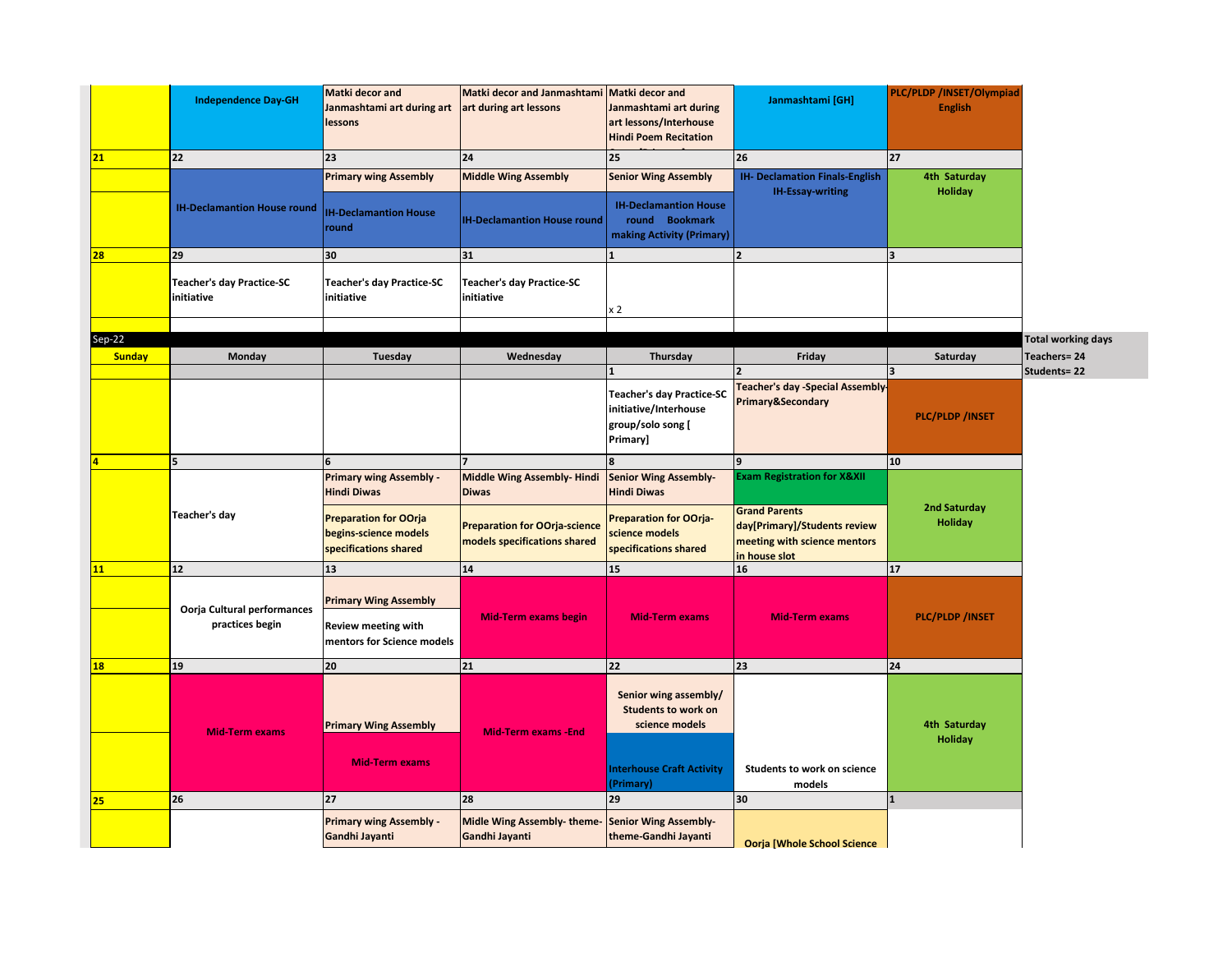| Sunday | Monday | Tuesday | Wednesday | Thursday | Friday | Saturday |
|---|---|---|---|---|---|---|
| | Independence Day-GH | Matki decor and Janmashtami art during art lessons | Matki decor and Janmashtami art during art lessons | Matki decor and Janmashtami art during art lessons/Interhouse Hindi Poem Recitation | Janmashtami [GH] | PLC/PLDP /INSET/Olympiad English |
| 21 | 22 | 23 | 24 | 25 | 26 | 27 |
| | IH-Declamantion House round | Primary wing Assembly<br>IH-Declamantion House round | Middle Wing Assembly<br>IH-Declamantion House round | Senior Wing Assembly<br>IH-Declamantion House round Bookmark making Activity (Primary) | IH- Declamation Finals-English<br>IH-Essay-writing | 4th Saturday Holiday |
| 28 | 29 | 30 | 31 | 1 | 2 | 3 |
| | Teacher's day Practice-SC initiative | Teacher's day Practice-SC initiative | Teacher's day Practice-SC initiative | x 2 | | |

**Sep-22**

| Sunday | Monday | Tuesday | Wednesday | Thursday | Friday | Saturday |
|---|---|---|---|---|---|---|
| | | | | 1 | 2 | 3 |
| | | | | Teacher's day Practice-SC initiative/Interhouse group/solo song [ Primary] | Teacher's day -Special Assembly-Primary&Secondary | PLC/PLDP /INSET |
| 4 | 5 | 6 | 7 | 8 | 9 | 10 |
| | Teacher's day | Primary wing Assembly - Hindi Diwas<br>Preparation for OOrja begins-science models specifications shared | Middle Wing Assembly- Hindi Diwas<br>Preparation for OOrja-science models specifications shared | Senior Wing Assembly-Hindi Diwas<br>Preparation for OOrja-science models specifications shared | Exam Registration for X&XII<br>Grand Parents day[Primary]/Students review meeting with science mentors in house slot | 2nd Saturday Holiday |
| 11 | 12 | 13 | 14 | 15 | 16 | 17 |
| | Oorja Cultural performances practices begin | Primary Wing Assembly<br>Review meeting with mentors for Science models | Mid-Term exams begin | Mid-Term exams | Mid-Term exams | PLC/PLDP /INSET |
| 18 | 19 | 20 | 21 | 22 | 23 | 24 |
| | Mid-Term exams | Primary Wing Assembly<br>Mid-Term exams | Mid-Term exams -End | Senior wing assembly/ Students to work on science models<br>Interhouse Craft Activity (Primary) | Students to work on science models | 4th Saturday Holiday |
| 25 | 26 | 27 | 28 | 29 | 30 | 1 |
| | | Primary wing Assembly - Gandhi Jayanti | Midle Wing Assembly- theme-Gandhi Jayanti | Senior Wing Assembly-theme-Gandhi Jayanti | Oorja [Whole School Science | |

| Total working days |
|---|
| Teachers= 24 |
| Students= 22 |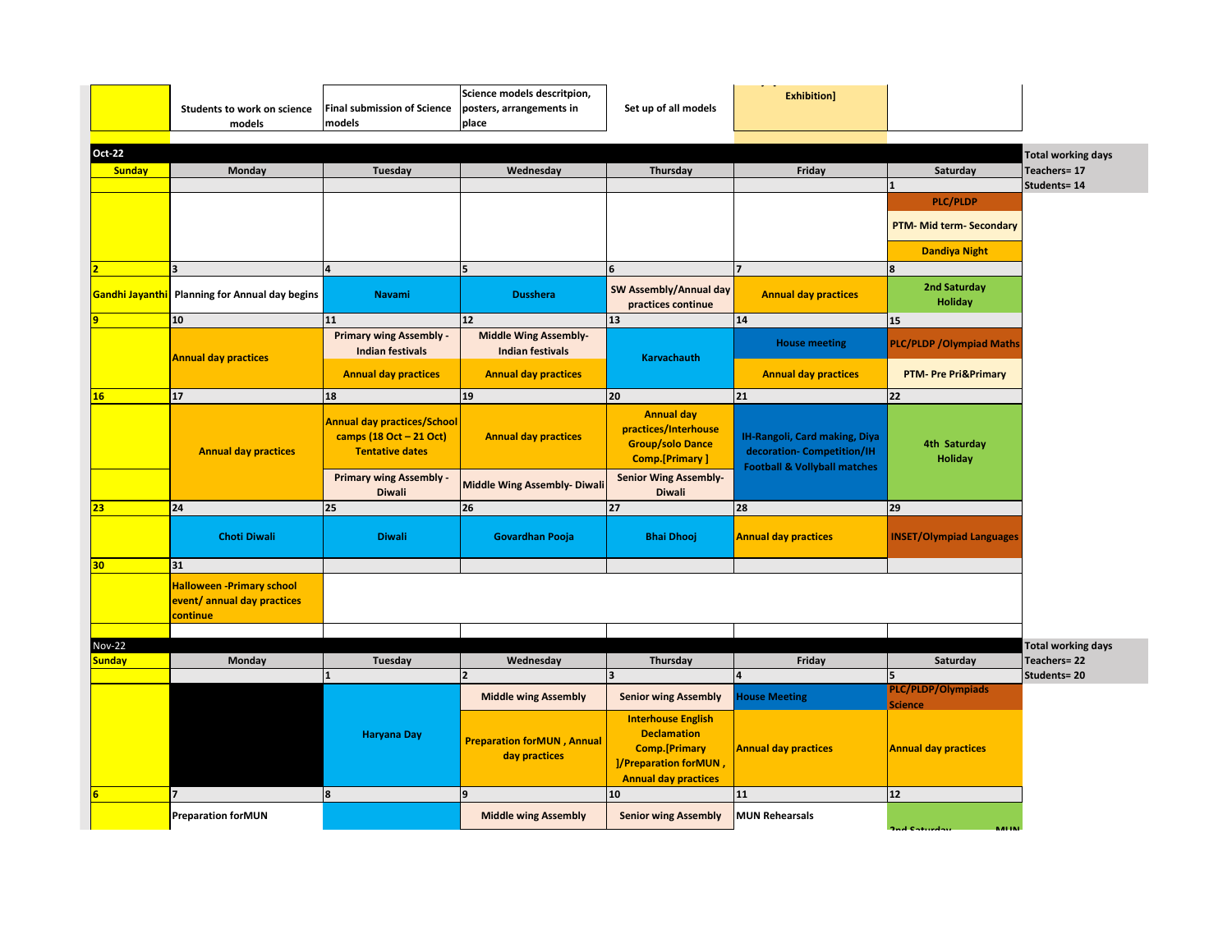| Sunday | Monday | Tuesday | Wednesday | Thursday | Friday | Saturday |
|---|---|---|---|---|---|---|
| | Students to work on science models | Final submission of Science models | Science models descritpion, posters, arrangements in place | Set up of all models | Exhibition] | |

## Oct-22

| Sunday | Monday | Tuesday | Wednesday | Thursday | Friday | Saturday |
|---|---|---|---|---|---|---|
| | | | | | | 1 |
| | | | | | | PLC/PLDP<br>PTM- Mid term- Secondary<br>Dandiya Night |
| 2 | 3 | 4 | 5 | 6 | 7 | 8 |
| Gandhi Jayanthi | Planning for Annual day begins | Navami | Dusshera | SW Assembly/Annual day practices continue | Annual day practices | 2nd Saturday Holiday |
| 9 | 10 | 11 | 12 | 13 | 14 | 15 |
| | Annual day practices | Primary wing Assembly - Indian festivals<br>Annual day practices | Middle Wing Assembly- Indian festivals<br>Annual day practices | Karvachauth | House meeting<br>Annual day practices | PLC/PLDP /Olympiad Maths<br>PTM- Pre Pri&Primary |
| 16 | 17 | 18 | 19 | 20 | 21 | 22 |
| | Annual day practices | Annual day practices/School camps (18 Oct – 21 Oct) Tentative dates<br>Primary wing Assembly - Diwali | Annual day practices<br>Middle Wing Assembly- Diwali | Annual day practices/Interhouse Group/solo Dance Comp.[Primary ]<br>Senior Wing Assembly- Diwali | IH-Rangoli, Card making, Diya decoration- Competition/IH Football & Vollyball matches | 4th Saturday Holiday |
| 23 | 24 | 25 | 26 | 27 | 28 | 29 |
| | Choti Diwali | Diwali | Govardhan Pooja | Bhai Dhooj | Annual day practices | INSET/Olympiad Languages |
| 30 | 31 | | | | | |
| | Halloween -Primary school event/ annual day practices continue | | | | | |

Total working days
Teachers= 17
Students= 14

## Nov-22

| Sunday | Monday | Tuesday | Wednesday | Thursday | Friday | Saturday |
|---|---|---|---|---|---|---|
| | | 1 | 2 | 3 | 4 | 5 |
| | | Haryana Day | Middle wing Assembly<br>Preparation forMUN , Annual day practices | Senior wing Assembly<br>Interhouse English Declamation Comp.[Primary ]/Preparation forMUN , Annual day practices | House Meeting<br>Annual day practices | PLC/PLDP/Olympiads Science<br>Annual day practices |
| 6 | 7 | 8 | 9 | 10 | 11 | 12 |
| | Preparation forMUN | | Middle wing Assembly | Senior wing Assembly | MUN Rehearsals | 2nd Saturday MUN |

Total working days
Teachers= 22
Students= 20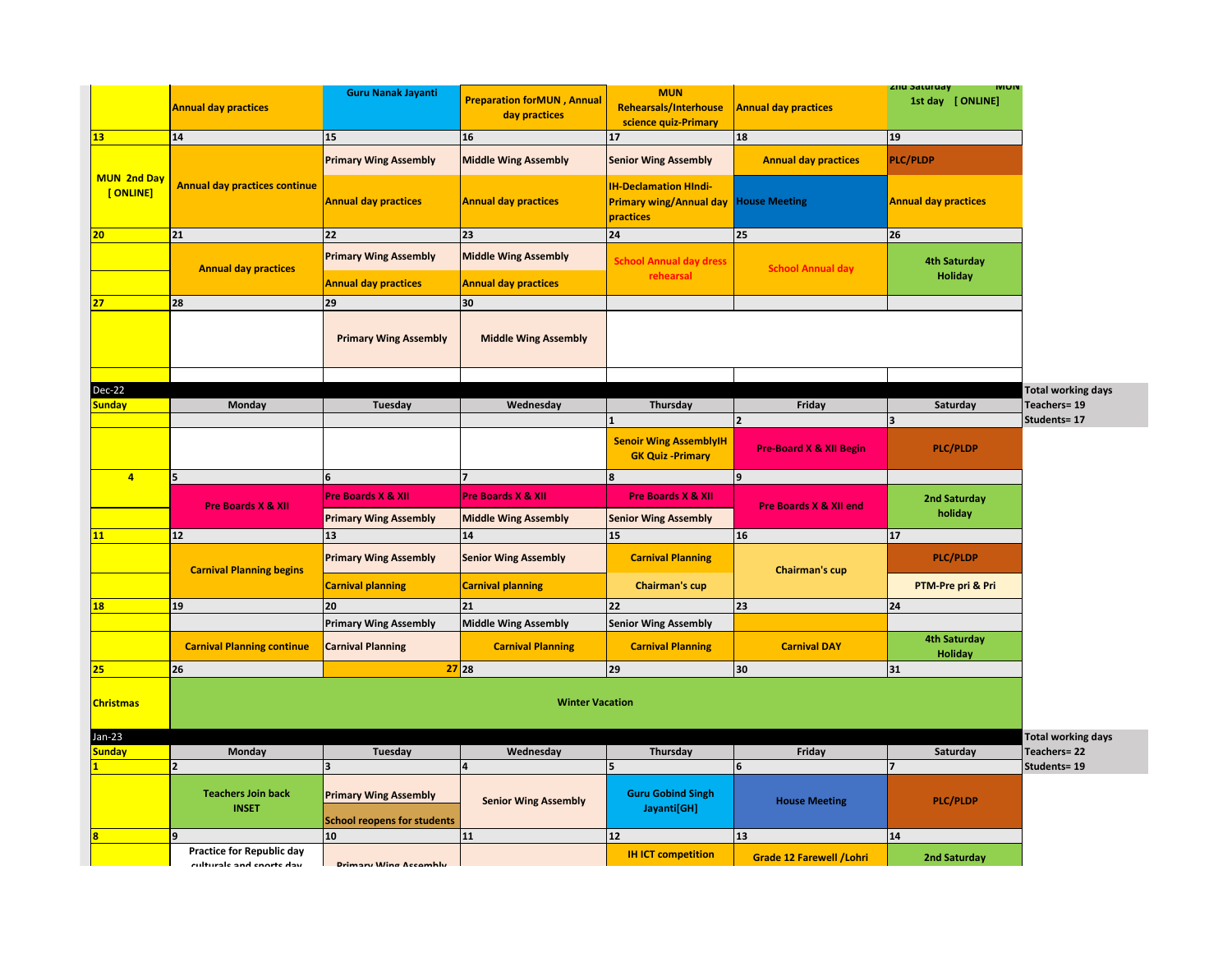| | | | | | | |
|---|---|---|---|---|---|---|
| | Annual day practices | Guru Nanak Jayanti | Preparation forMUN , Annual day practices | MUN Rehearsals/Interhouse science quiz-Primary | Annual day practices | 2nd Saturday MUN 1st day [ ONLINE] |
| 13 | 14 | 15 | 16 | 17 | 18 | 19 |
| MUN 2nd Day [ ONLINE] | Annual day practices continue | Primary Wing Assembly | Middle Wing Assembly | Senior Wing Assembly | Annual day practices | PLC/PLDP |
| | | Annual day practices | Annual day practices | IH-Declamation HIndi-Primary wing/Annual day practices | House Meeting | Annual day practices |
| 20 | 21 | 22 | 23 | 24 | 25 | 26 |
| | Annual day practices | Primary Wing Assembly | Middle Wing Assembly | School Annual day dress rehearsal | School Annual day | 4th Saturday Holiday |
| | | Annual day practices | Annual day practices | | | |
| 27 | 28 | 29 | 30 | | | |
| | | Primary Wing Assembly | Middle Wing Assembly | | | |

**Dec-22**

| Sunday | Monday | Tuesday | Wednesday | Thursday | Friday | Saturday |
|---|---|---|---|---|---|---|
| | | | | 1 | 2 | 3 |
| | | | | Senoir Wing AssemblyIH GK Quiz -Primary | Pre-Board X & XII Begin | PLC/PLDP |
| 4 | 5 | 6 | 7 | 8 | 9 | |
| | Pre Boards X & XII | Pre Boards X & XII | Pre Boards X & XII | Pre Boards X & XII | Pre Boards X & XII end | 2nd Saturday holiday |
| | | Primary Wing Assembly | Middle Wing Assembly | Senior Wing Assembly | | |
| 11 | 12 | 13 | 14 | 15 | 16 | 17 |
| | Carnival Planning begins | Primary Wing Assembly | Senior Wing Assembly | Carnival Planning | Chairman's cup | PLC/PLDP |
| | | Carnival planning | Carnival planning | Chairman's cup | | PTM-Pre pri & Pri |
| 18 | 19 | 20 | 21 | 22 | 23 | 24 |
| | | Primary Wing Assembly | Middle Wing Assembly | Senior Wing Assembly | | |
| | Carnival Planning continue | Carnival Planning | Carnival Planning | Carnival Planning | Carnival DAY | 4th Saturday Holiday |
| 25 | 26 | 27 | 28 | 29 | 30 | 31 |
| Christmas | Winter Vacation | | | | | |

Total working days
Teachers= 19
Students= 17

**Jan-23**

| Sunday | Monday | Tuesday | Wednesday | Thursday | Friday | Saturday |
|---|---|---|---|---|---|---|
| 1 | 2 | 3 | 4 | 5 | 6 | 7 |
| | Teachers Join back INSET | Primary Wing Assembly | Senior Wing Assembly | Guru Gobind Singh Jayanti[GH] | House Meeting | PLC/PLDP |
| | | School reopens for students | | | | |
| 8 | 9 | 10 | 11 | 12 | 13 | 14 |
| | Practice for Republic day culturals and sports day | Primary Wing Assembly | | IH ICT competition | Grade 12 Farewell /Lohri | 2nd Saturday |

Total working days
Teachers= 22
Students= 19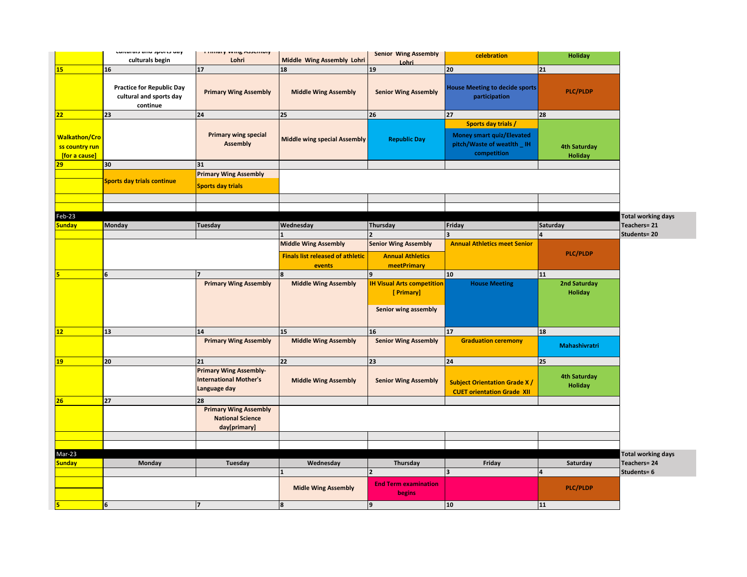| Sunday | Monday | Tuesday | Wednesday | Thursday | Friday | Saturday |
|---|---|---|---|---|---|---|
| | culturals and sports day culturals begin | Primary Wing Assembly Lohri | Middle Wing Assembly Lohri | Senior Wing Assembly Lohri | celebration | Holiday |
| 15 | 16 | 17 | 18 | 19 | 20 | 21 |
| | Practice for Republic Day cultural and sports day continue | Primary Wing Assembly | Middle Wing Assembly | Senior Wing Assembly | House Meeting to decide sports participation | PLC/PLDP |
| 22 | 23 | 24 | 25 | 26 | 27 | 28 |
| Walkathon/Cross country run [for a cause] | | Primary wing special Assembly | Middle wing special Assembly | Republic Day | Sports day trials / Money smart quiz/Elevated pitch/Waste of weatlth _ IH competition | 4th Saturday Holiday |
| 29 | 30 | 31 | | | | |
| | Sports day trials continue | Primary Wing Assembly Sports day trials | | | | |

**Feb-23**

| Sunday | Monday | Tuesday | Wednesday | Thursday | Friday | Saturday |
|---|---|---|---|---|---|---|
| | | | 1 | 2 | 3 | 4 |
| | | | Middle Wing Assembly Finals list released of athletic events | Senior Wing Assembly Annual Athletics meetPrimary | Annual Athletics meet Senior | PLC/PLDP |
| 5 | 6 | 7 | 8 | 9 | 10 | 11 |
| | | Primary Wing Assembly | Middle Wing Assembly | IH Visual Arts competition [ Primary] Senior wing assembly | House Meeting | 2nd Saturday Holiday |
| 12 | 13 | 14 | 15 | 16 | 17 | 18 |
| | | Primary Wing Assembly | Middle Wing Assembly | Senior Wing Assembly | Graduation ceremony | Mahashivratri |
| 19 | 20 | 21 | 22 | 23 | 24 | 25 |
| | | Primary Wing Assembly- International Mother's Language day | Middle Wing Assembly | Senior Wing Assembly | Subject Orientation Grade X / CUET orientation Grade XII | 4th Saturday Holiday |
| 26 | 27 | 28 | | | | |
| | | Primary Wing Assembly National Science day[primary] | | | | |

Total working days
Teachers= 21
Students= 20

**Mar-23**

| Sunday | Monday | Tuesday | Wednesday | Thursday | Friday | Saturday |
|---|---|---|---|---|---|---|
| | | | 1 | 2 | 3 | 4 |
| | | | Midle Wing Assembly | End Term examination begins | | PLC/PLDP |
| 5 | 6 | 7 | 8 | 9 | 10 | 11 |

Total working days
Teachers= 24
Students= 6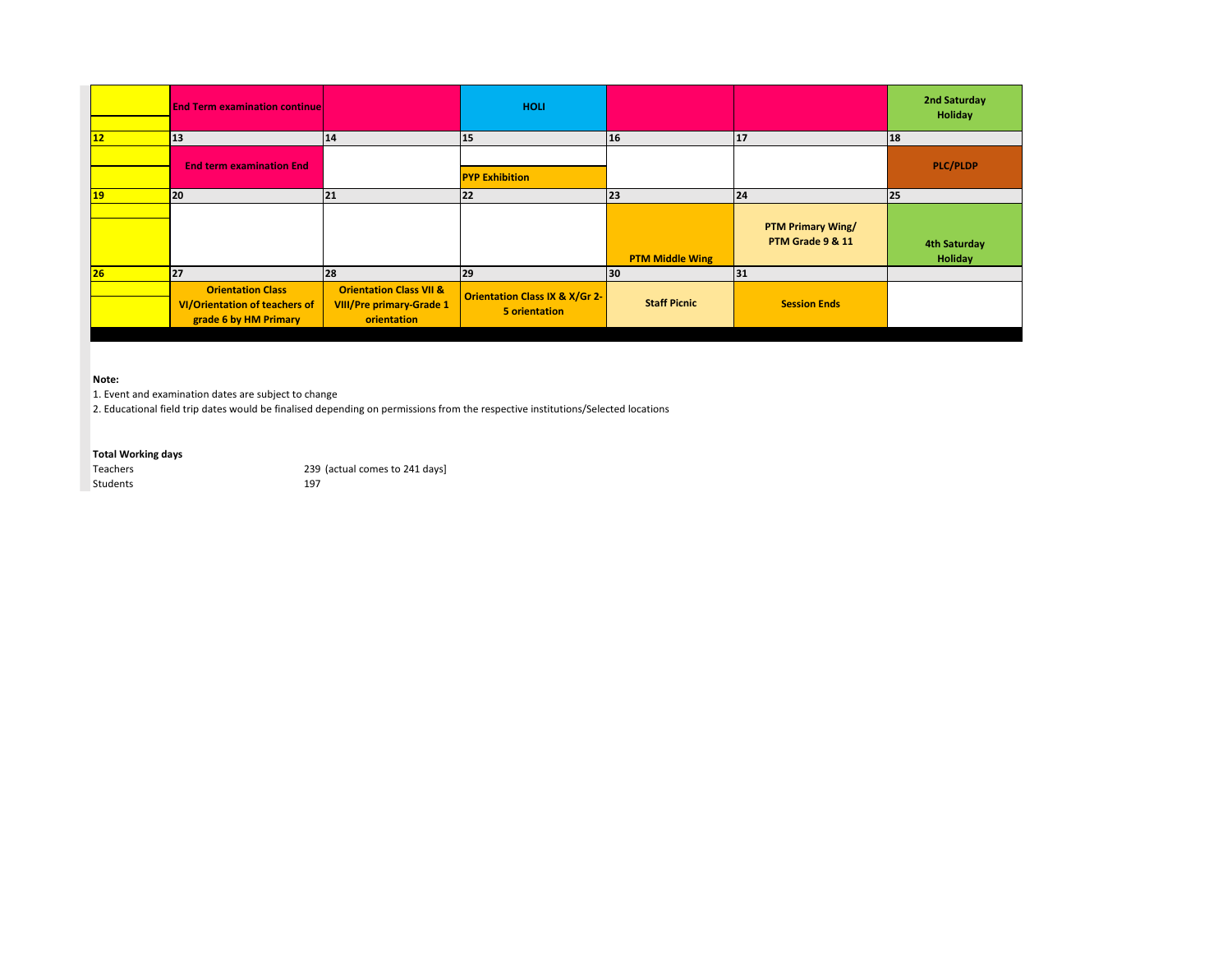| | | | | | | |
|---|---|---|---|---|---|---|
| | End Term examination continue | | HOLI | | | 2nd Saturday Holiday |
| 12 | 13 | 14 | 15 | 16 | 17 | 18 |
| | End term examination End | | PYP Exhibition | | | PLC/PLDP |
| 19 | 20 | 21 | 22 | 23 | 24 | 25 |
| | | | | PTM Middle Wing | PTM Primary Wing/ PTM Grade 9 & 11 | 4th Saturday Holiday |
| 26 | 27 | 28 | 29 | 30 | 31 | |
| | Orientation Class VI/Orientation of teachers of grade 6 by HM Primary | Orientation Class VII & VIII/Pre primary-Grade 1 orientation | Orientation Class IX & X/Gr 2-5 orientation | Staff Picnic | Session Ends | |

**Note:**

1. Event and examination dates are subject to change
2. Educational field trip dates would be finalised depending on permissions from the respective institutions/Selected locations

**Total Working days**

| | |
|---|---|
| Teachers | 239 (actual comes to 241 days] |
| Students | 197 |